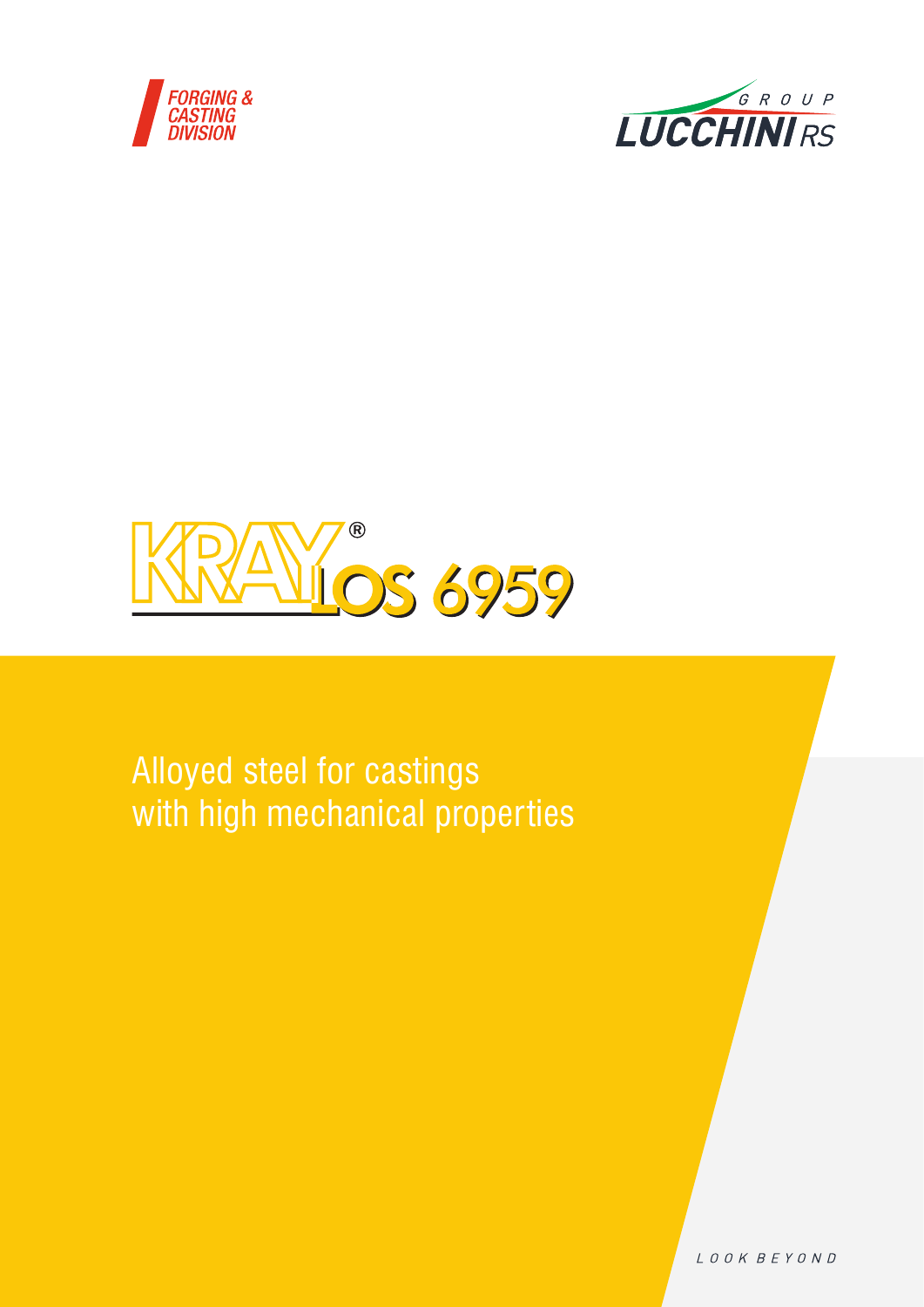FORGING & CASTING DIVISION

GROUP LUCCHINI RS

# KRAY® LOS 6959

Alloyed steel for castings
with high mechanical properties

LOOK BEYOND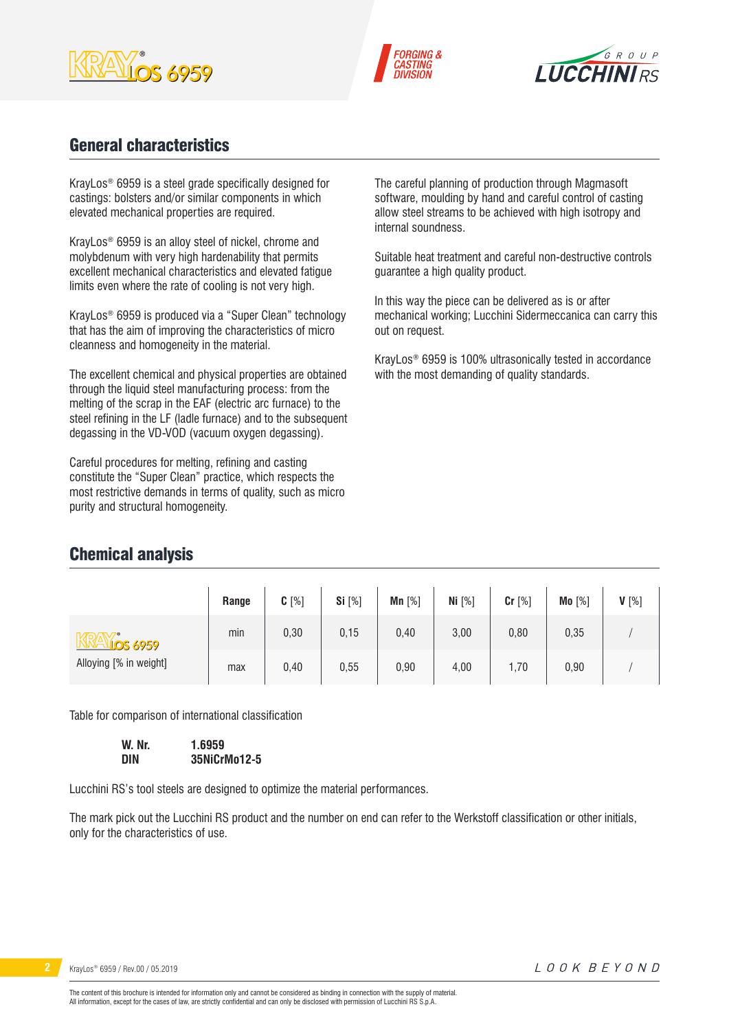## General characteristics

KrayLos® 6959 is a steel grade specifically designed for castings: bolsters and/or similar components in which elevated mechanical properties are required.

KrayLos® 6959 is an alloy steel of nickel, chrome and molybdenum with very high hardenability that permits excellent mechanical characteristics and elevated fatigue limits even where the rate of cooling is not very high.

KrayLos® 6959 is produced via a “Super Clean” technology that has the aim of improving the characteristics of micro cleanness and homogeneity in the material.

The excellent chemical and physical properties are obtained through the liquid steel manufacturing process: from the melting of the scrap in the EAF (electric arc furnace) to the steel refining in the LF (ladle furnace) and to the subsequent degassing in the VD-VOD (vacuum oxygen degassing).

Careful procedures for melting, refining and casting constitute the “Super Clean” practice, which respects the most restrictive demands in terms of quality, such as micro purity and structural homogeneity.

The careful planning of production through Magmasoft software, moulding by hand and careful control of casting allow steel streams to be achieved with high isotropy and internal soundness.

Suitable heat treatment and careful non-destructive controls guarantee a high quality product.

In this way the piece can be delivered as is or after mechanical working; Lucchini Sidermeccanica can carry this out on request.

KrayLos® 6959 is 100% ultrasonically tested in accordance with the most demanding of quality standards.

## Chemical analysis

| | Range | C [%] | Si [%] | Mn [%] | Ni [%] | Cr [%] | Mo [%] | V [%] |
|---|---|---|---|---|---|---|---|---|
| KrayLos 6959 Alloying [% in weight] | min | 0,30 | 0,15 | 0,40 | 3,00 | 0,80 | 0,35 | / |
| | max | 0,40 | 0,55 | 0,90 | 4,00 | 1,70 | 0,90 | / |

Table for comparison of international classification

| | |
|---|---|
| **W. Nr.** | **1.6959** |
| **DIN** | **35NiCrMo12-5** |

Lucchini RS's tool steels are designed to optimize the material performances.

The mark pick out the Lucchini RS product and the number on end can refer to the Werkstoff classification or other initials, only for the characteristics of use.

The content of this brochure is intended for information only and cannot be considered as binding in connection with the supply of material.
All information, except for the cases of law, are strictly confidential and can only be disclosed with permission of Lucchini RS S.p.A.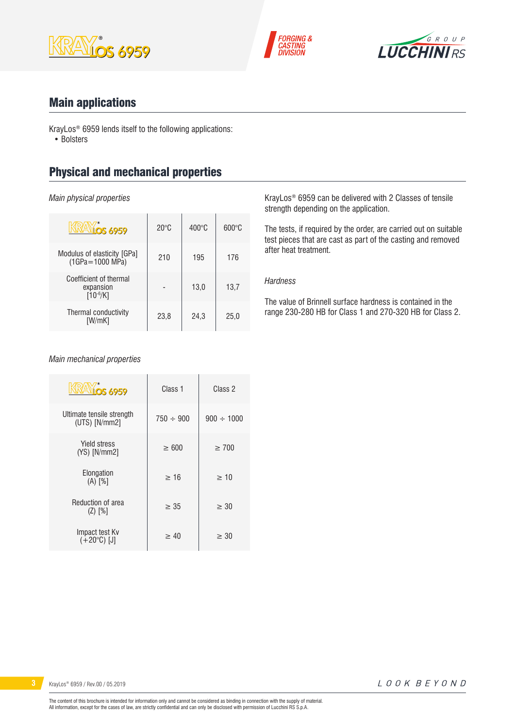## Main applications

KrayLos® 6959 lends itself to the following applications:
- Bolsters

## Physical and mechanical properties

*Main physical properties*

| KrayLos 6959 | 20°C | 400°C | 600°C |
|---|---|---|---|
| Modulus of elasticity [GPa] (1GPa=1000 MPa) | 210 | 195 | 176 |
| Coefficient of thermal expansion [$10^{-6}$/K] | - | 13,0 | 13,7 |
| Thermal conductivity [W/mK] | 23,8 | 24,3 | 25,0 |

KrayLos® 6959 can be delivered with 2 Classes of tensile strength depending on the application.

The tests, if required by the order, are carried out on suitable test pieces that are cast as part of the casting and removed after heat treatment.

*Hardness*

The value of Brinnell surface hardness is contained in the range 230-280 HB for Class 1 and 270-320 HB for Class 2.

*Main mechanical properties*

| KrayLos 6959 | Class 1 | Class 2 |
|---|---|---|
| Ultimate tensile strength (UTS) [N/mm2] | 750 ÷ 900 | 900 ÷ 1000 |
| Yield stress (YS) [N/mm2] | ≥ 600 | ≥ 700 |
| Elongation (A) [%] | ≥ 16 | ≥ 10 |
| Reduction of area (Z) [%] | ≥ 35 | ≥ 30 |
| Impact test Kv (+20°C) [J] | ≥ 40 | ≥ 30 |

The content of this brochure is intended for information only and cannot be considered as binding in connection with the supply of material.
All information, except for the cases of law, are strictly confidential and can only be disclosed with permission of Lucchini RS S.p.A.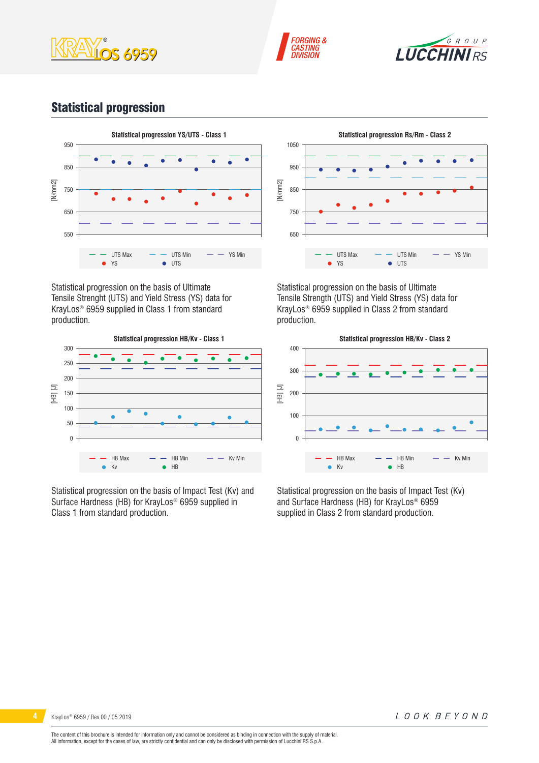## Statistical progression

Statistical progression YS/UTS - Class 1

Statistical progression on the basis of Ultimate Tensile Strenght (UTS) and Yield Stress (YS) data for KrayLos® 6959 supplied in Class 1 from standard production.

Statistical progression Rs/Rm - Class 2

Statistical progression on the basis of Ultimate Tensile Strength (UTS) and Yield Stress (YS) data for KrayLos® 6959 supplied in Class 2 from standard production.

Statistical progression HB/Kv - Class 1

Statistical progression on the basis of Impact Test (Kv) and Surface Hardness (HB) for KrayLos® 6959 supplied in Class 1 from standard production.

Statistical progression HB/Kv - Class 2

Statistical progression on the basis of Impact Test (Kv) and Surface Hardness (HB) for KrayLos® 6959 supplied in Class 2 from standard production.

The content of this brochure is intended for information only and cannot be considered as binding in connection with the supply of material.
All information, except for the cases of law, are strictly confidential and can only be disclosed with permission of Lucchini RS S.p.A.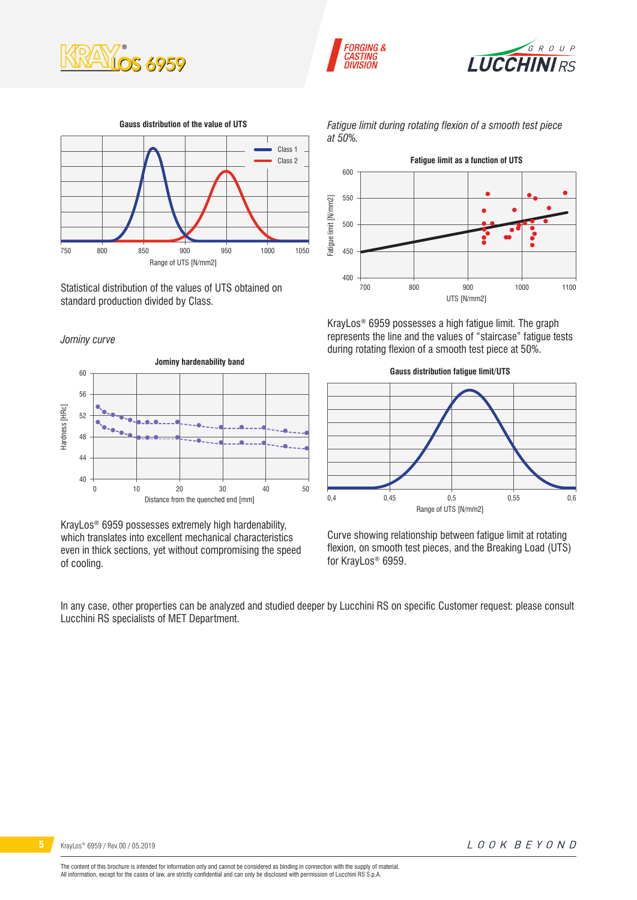**Gauss distribution of the value of UTS**

Statistical distribution of the values of UTS obtained on standard production divided by Class.

*Jominy curve*

**Jominy hardenability band**

KrayLos® 6959 possesses extremely high hardenability, which translates into excellent mechanical characteristics even in thick sections, yet without compromising the speed of cooling.

*Fatigue limit during rotating flexion of a smooth test piece at 50%.*

**Fatigue limit as a function of UTS**

KrayLos® 6959 possesses a high fatigue limit. The graph represents the line and the values of "staircase" fatigue tests during rotating flexion of a smooth test piece at 50%.

**Gauss distribution fatigue limit/UTS**

Curve showing relationship between fatigue limit at rotating flexion, on smooth test pieces, and the Breaking Load (UTS) for KrayLos® 6959.

In any case, other properties can be analyzed and studied deeper by Lucchini RS on specific Customer request: please consult Lucchini RS specialists of MET Department.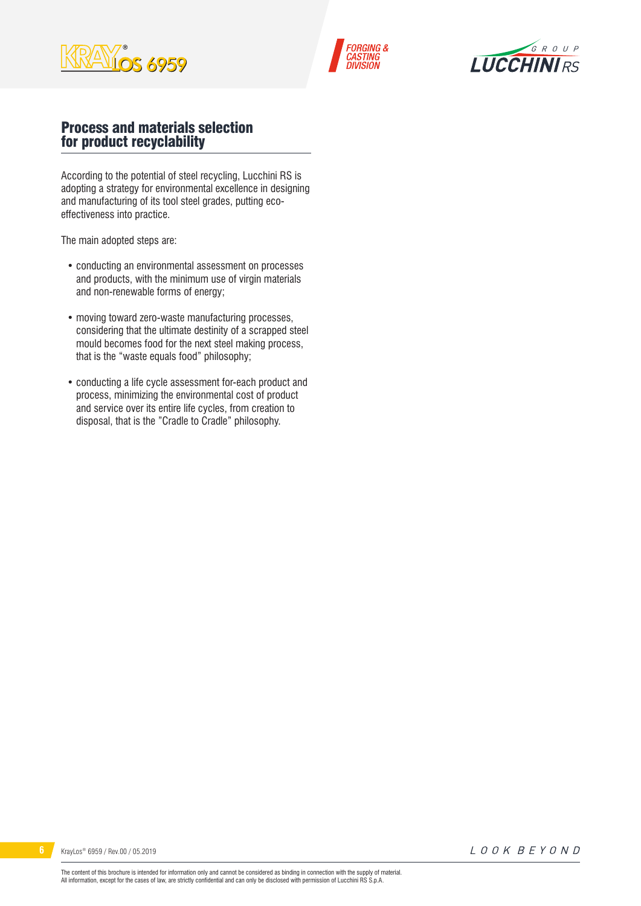## Process and materials selection for product recyclability

According to the potential of steel recycling, Lucchini RS is adopting a strategy for environmental excellence in designing and manufacturing of its tool steel grades, putting eco-effectiveness into practice.

The main adopted steps are:

- conducting an environmental assessment on processes and products, with the minimum use of virgin materials and non-renewable forms of energy;
- moving toward zero-waste manufacturing processes, considering that the ultimate destinity of a scrapped steel mould becomes food for the next steel making process, that is the “waste equals food” philosophy;
- conducting a life cycle assessment for-each product and process, minimizing the environmental cost of product and service over its entire life cycles, from creation to disposal, that is the ”Cradle to Cradle” philosophy.

The content of this brochure is intended for information only and cannot be considered as binding in connection with the supply of material.
All information, except for the cases of law, are strictly confidential and can only be disclosed with permission of Lucchini RS S.p.A.